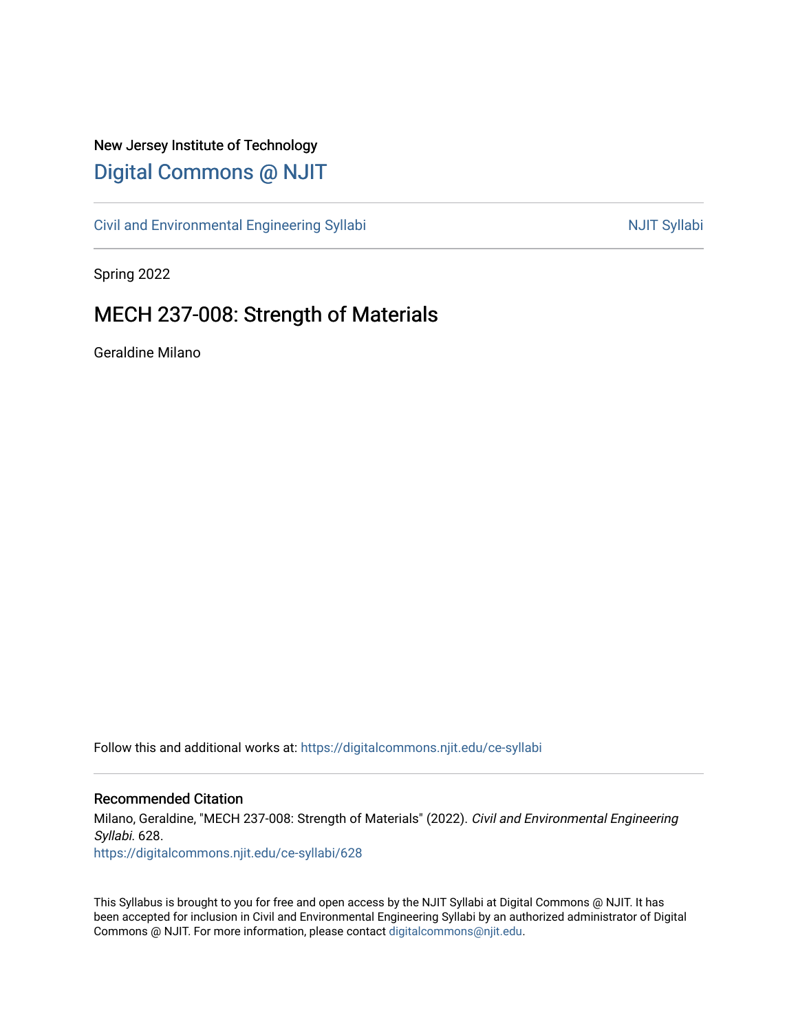New Jersey Institute of Technology

# Digital Commons @ NJIT

Civil and Environmental Engineering Syllabi | NJIT Syllabi

Spring 2022

## MECH 237-008: Strength of Materials

Geraldine Milano

Follow this and additional works at: https://digitalcommons.njit.edu/ce-syllabi

### Recommended Citation

Milano, Geraldine, "MECH 237-008: Strength of Materials" (2022). *Civil and Environmental Engineering Syllabi*. 628.
https://digitalcommons.njit.edu/ce-syllabi/628

This Syllabus is brought to you for free and open access by the NJIT Syllabi at Digital Commons @ NJIT. It has been accepted for inclusion in Civil and Environmental Engineering Syllabi by an authorized administrator of Digital Commons @ NJIT. For more information, please contact digitalcommons@njit.edu.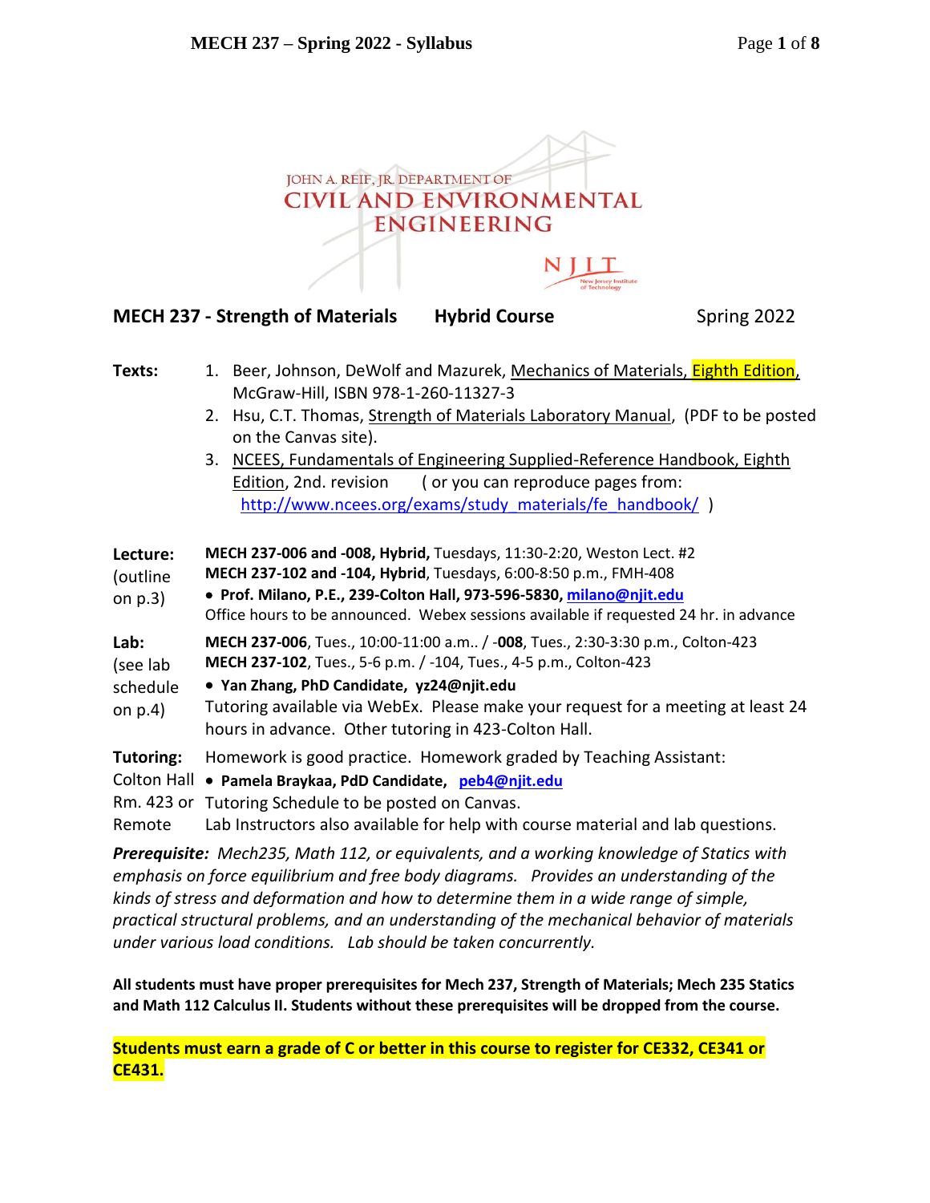## MECH 237 - Strength of Materials **Hybrid Course** Spring 2022

**Texts:**

1. Beer, Johnson, DeWolf and Mazurek, Mechanics of Materials, Eighth Edition, McGraw-Hill, ISBN 978-1-260-11327-3
2. Hsu, C.T. Thomas, Strength of Materials Laboratory Manual, (PDF to be posted on the Canvas site).
3. NCEES, Fundamentals of Engineering Supplied-Reference Handbook, Eighth Edition, 2nd. revision ( or you can reproduce pages from: http://www.ncees.org/exams/study_materials/fe_handbook/ )

**Lecture:** (outline on p.3)

**MECH 237-006 and -008, Hybrid,** Tuesdays, 11:30-2:20, Weston Lect. #2
**MECH 237-102 and -104, Hybrid**, Tuesdays, 6:00-8:50 p.m., FMH-408

- **Prof. Milano, P.E., 239-Colton Hall, 973-596-5830, milano@njit.edu**

Office hours to be announced. Webex sessions available if requested 24 hr. in advance

**Lab:** (see lab schedule on p.4)

**MECH 237-006**, Tues., 10:00-11:00 a.m.. / -**008**, Tues., 2:30-3:30 p.m., Colton-423
**MECH 237-102**, Tues., 5-6 p.m. / -104, Tues., 4-5 p.m., Colton-423

- **Yan Zhang, PhD Candidate, yz24@njit.edu**

Tutoring available via WebEx. Please make your request for a meeting at least 24 hours in advance. Other tutoring in 423-Colton Hall.

**Tutoring:** Colton Hall Rm. 423 or Remote

Homework is good practice. Homework graded by Teaching Assistant:

- **Pamela Braykaa, PdD Candidate, peb4@njit.edu**

Tutoring Schedule to be posted on Canvas.
Lab Instructors also available for help with course material and lab questions.

***Prerequisite:*** *Mech235, Math 112, or equivalents, and a working knowledge of Statics with emphasis on force equilibrium and free body diagrams. Provides an understanding of the kinds of stress and deformation and how to determine them in a wide range of simple, practical structural problems, and an understanding of the mechanical behavior of materials under various load conditions. Lab should be taken concurrently.*

**All students must have proper prerequisites for Mech 237, Strength of Materials; Mech 235 Statics and Math 112 Calculus II. Students without these prerequisites will be dropped from the course.**

**Students must earn a grade of C or better in this course to register for CE332, CE341 or CE431.**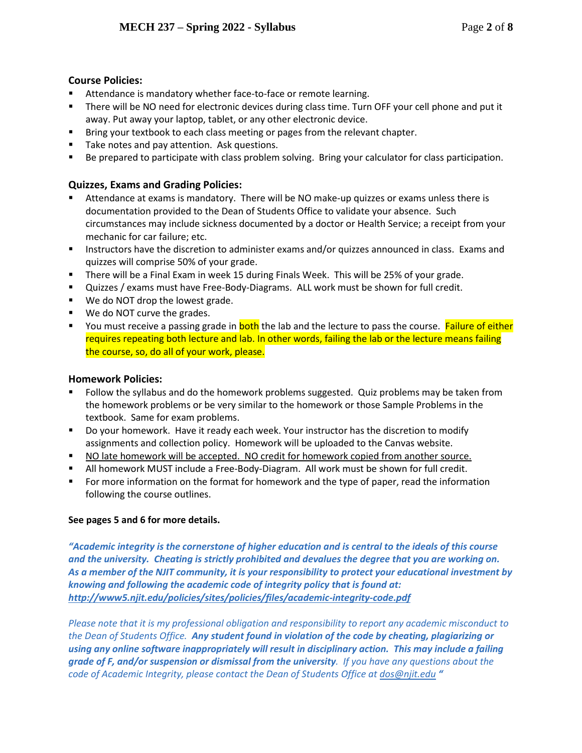### Course Policies:

- Attendance is mandatory whether face-to-face or remote learning.
- There will be NO need for electronic devices during class time. Turn OFF your cell phone and put it away. Put away your laptop, tablet, or any other electronic device.
- Bring your textbook to each class meeting or pages from the relevant chapter.
- Take notes and pay attention. Ask questions.
- Be prepared to participate with class problem solving. Bring your calculator for class participation.

### Quizzes, Exams and Grading Policies:

- Attendance at exams is mandatory. There will be NO make-up quizzes or exams unless there is documentation provided to the Dean of Students Office to validate your absence. Such circumstances may include sickness documented by a doctor or Health Service; a receipt from your mechanic for car failure; etc.
- Instructors have the discretion to administer exams and/or quizzes announced in class. Exams and quizzes will comprise 50% of your grade.
- There will be a Final Exam in week 15 during Finals Week. This will be 25% of your grade.
- Quizzes / exams must have Free-Body-Diagrams. ALL work must be shown for full credit.
- We do NOT drop the lowest grade.
- We do NOT curve the grades.
- You must receive a passing grade in both the lab and the lecture to pass the course. Failure of either requires repeating both lecture and lab. In other words, failing the lab or the lecture means failing the course, so, do all of your work, please.

### Homework Policies:

- Follow the syllabus and do the homework problems suggested. Quiz problems may be taken from the homework problems or be very similar to the homework or those Sample Problems in the textbook. Same for exam problems.
- Do your homework. Have it ready each week. Your instructor has the discretion to modify assignments and collection policy. Homework will be uploaded to the Canvas website.
- NO late homework will be accepted. NO credit for homework copied from another source.
- All homework MUST include a Free-Body-Diagram. All work must be shown for full credit.
- For more information on the format for homework and the type of paper, read the information following the course outlines.

**See pages 5 and 6 for more details.**

***"Academic integrity is the cornerstone of higher education and is central to the ideals of this course and the university. Cheating is strictly prohibited and devalues the degree that you are working on. As a member of the NJIT community, it is your responsibility to protect your educational investment by knowing and following the academic code of integrity policy that is found at: http://www5.njit.edu/policies/sites/policies/files/academic-integrity-code.pdf***

*Please note that it is my professional obligation and responsibility to report any academic misconduct to the Dean of Students Office.* ***Any student found in violation of the code by cheating, plagiarizing or using any online software inappropriately will result in disciplinary action. This may include a failing grade of F, and/or suspension or dismissal from the university****. If you have any questions about the code of Academic Integrity, please contact the Dean of Students Office at dos@njit.edu* ***"***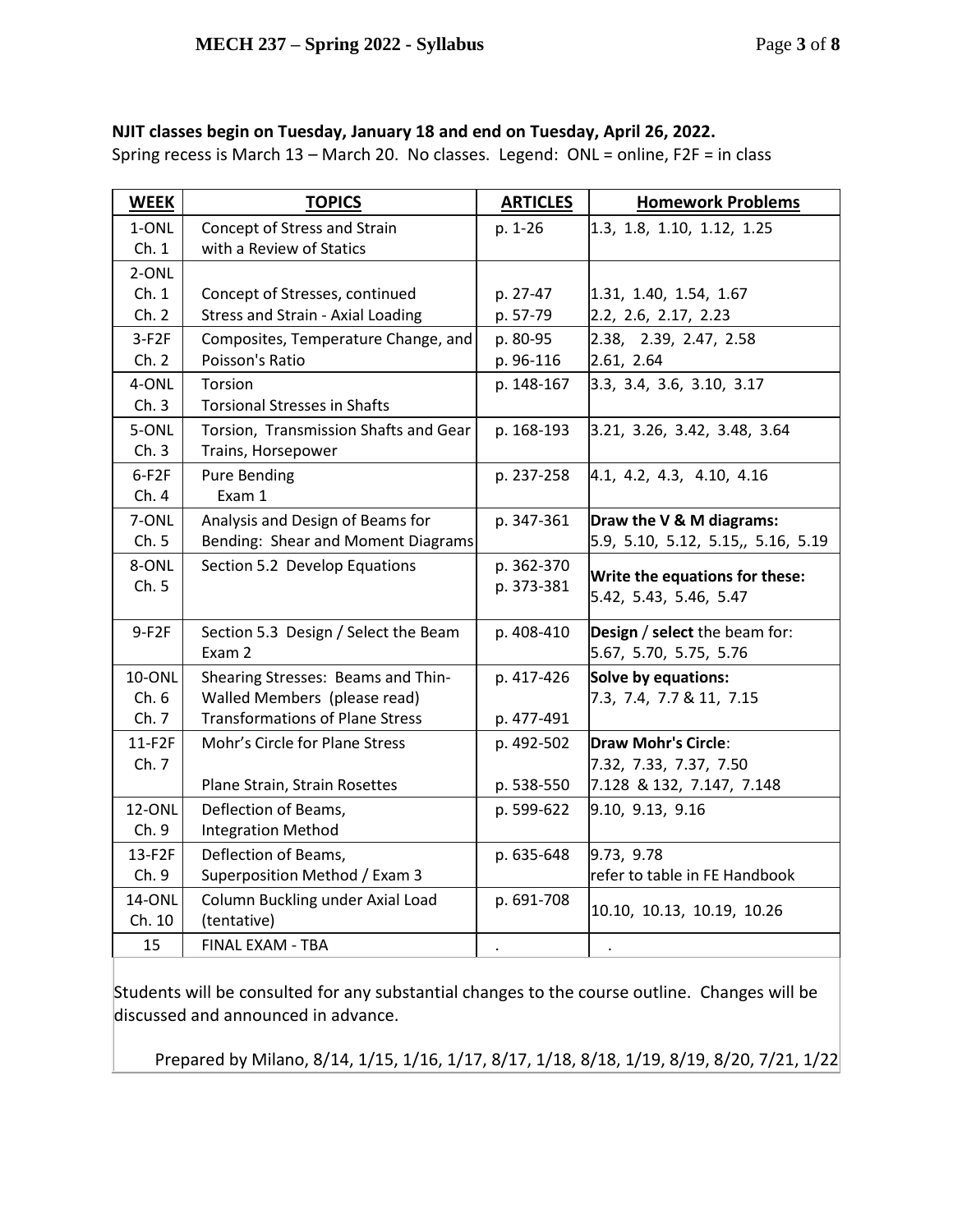**NJIT classes begin on Tuesday, January 18 and end on Tuesday, April 26, 2022.**
Spring recess is March 13 – March 20. No classes. Legend: ONL = online, F2F = in class

| WEEK | TOPICS | ARTICLES | Homework Problems |
|---|---|---|---|
| 1-ONL<br>Ch. 1 | Concept of Stress and Strain<br>with a Review of Statics | p. 1-26 | 1.3, 1.8, 1.10, 1.12, 1.25 |
| 2-ONL<br>Ch. 1<br>Ch. 2 | Concept of Stresses, continued<br>Stress and Strain - Axial Loading | p. 27-47<br>p. 57-79 | 1.31, 1.40, 1.54, 1.67<br>2.2, 2.6, 2.17, 2.23 |
| 3-F2F<br>Ch. 2 | Composites, Temperature Change, and<br>Poisson's Ratio | p. 80-95<br>p. 96-116 | 2.38, 2.39, 2.47, 2.58<br>2.61, 2.64 |
| 4-ONL<br>Ch. 3 | Torsion<br>Torsional Stresses in Shafts | p. 148-167 | 3.3, 3.4, 3.6, 3.10, 3.17 |
| 5-ONL<br>Ch. 3 | Torsion, Transmission Shafts and Gear<br>Trains, Horsepower | p. 168-193 | 3.21, 3.26, 3.42, 3.48, 3.64 |
| 6-F2F<br>Ch. 4 | Pure Bending<br>Exam 1 | p. 237-258 | 4.1, 4.2, 4.3, 4.10, 4.16 |
| 7-ONL<br>Ch. 5 | Analysis and Design of Beams for<br>Bending: Shear and Moment Diagrams | p. 347-361 | **Draw the V & M diagrams:**<br>5.9, 5.10, 5.12, 5.15,, 5.16, 5.19 |
| 8-ONL<br>Ch. 5 | Section 5.2 Develop Equations | p. 362-370<br>p. 373-381 | **Write the equations for these:**<br>5.42, 5.43, 5.46, 5.47 |
| 9-F2F | Section 5.3 Design / Select the Beam<br>Exam 2 | p. 408-410 | **Design** / **select** the beam for:<br>5.67, 5.70, 5.75, 5.76 |
| 10-ONL<br>Ch. 6<br>Ch. 7 | Shearing Stresses: Beams and Thin-<br>Walled Members (please read)<br>Transformations of Plane Stress | p. 417-426<br><br>p. 477-491 | **Solve by equations:**<br>7.3, 7.4, 7.7 & 11, 7.15 |
| 11-F2F<br>Ch. 7 | Mohr's Circle for Plane Stress<br><br>Plane Strain, Strain Rosettes | p. 492-502<br><br>p. 538-550 | **Draw Mohr's Circle**:<br>7.32, 7.33, 7.37, 7.50<br>7.128 & 132, 7.147, 7.148 |
| 12-ONL<br>Ch. 9 | Deflection of Beams,<br>Integration Method | p. 599-622 | 9.10, 9.13, 9.16 |
| 13-F2F<br>Ch. 9 | Deflection of Beams,<br>Superposition Method / Exam 3 | p. 635-648 | 9.73, 9.78<br>refer to table in FE Handbook |
| 14-ONL<br>Ch. 10 | Column Buckling under Axial Load<br>(tentative) | p. 691-708 | 10.10, 10.13, 10.19, 10.26 |
| 15 | FINAL EXAM - TBA | . | . |

Students will be consulted for any substantial changes to the course outline. Changes will be discussed and announced in advance.

Prepared by Milano, 8/14, 1/15, 1/16, 1/17, 8/17, 1/18, 8/18, 1/19, 8/19, 8/20, 7/21, 1/22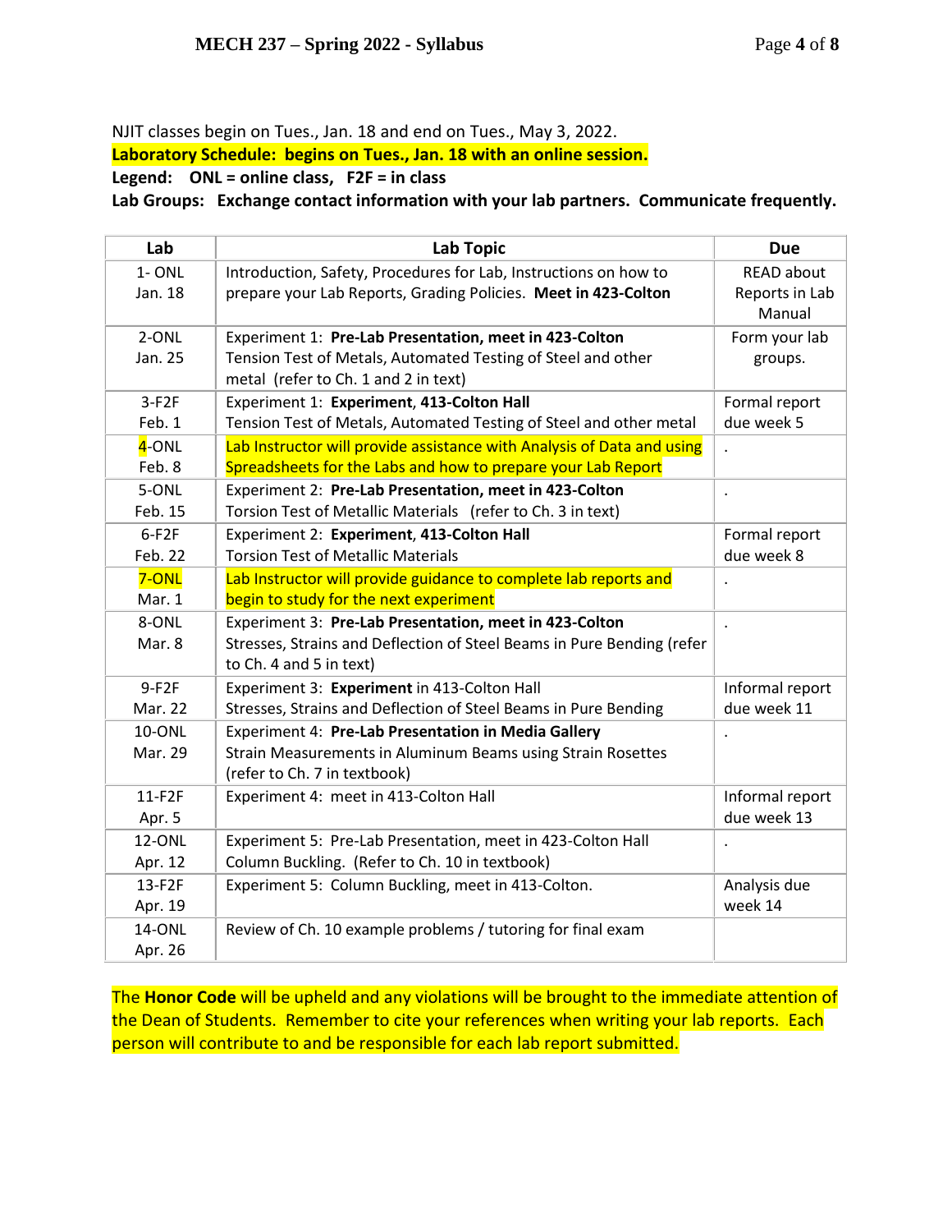NJIT classes begin on Tues., Jan. 18 and end on Tues., May 3, 2022.

**Laboratory Schedule: begins on Tues., Jan. 18 with an online session.**

**Legend: ONL = online class, F2F = in class**

**Lab Groups: Exchange contact information with your lab partners. Communicate frequently.**

| Lab | Lab Topic | Due |
|---|---|---|
| 1- ONL Jan. 18 | Introduction, Safety, Procedures for Lab, Instructions on how to prepare your Lab Reports, Grading Policies. **Meet in 423-Colton** | READ about Reports in Lab Manual |
| 2-ONL Jan. 25 | Experiment 1: **Pre-Lab Presentation, meet in 423-Colton** Tension Test of Metals, Automated Testing of Steel and other metal (refer to Ch. 1 and 2 in text) | Form your lab groups. |
| 3-F2F Feb. 1 | Experiment 1: **Experiment, 413-Colton Hall** Tension Test of Metals, Automated Testing of Steel and other metal | Formal report due week 5 |
| 4-ONL Feb. 8 | Lab Instructor will provide assistance with Analysis of Data and using Spreadsheets for the Labs and how to prepare your Lab Report | . |
| 5-ONL Feb. 15 | Experiment 2: **Pre-Lab Presentation, meet in 423-Colton** Torsion Test of Metallic Materials (refer to Ch. 3 in text) | . |
| 6-F2F Feb. 22 | Experiment 2: **Experiment, 413-Colton Hall** Torsion Test of Metallic Materials | Formal report due week 8 |
| 7-ONL Mar. 1 | Lab Instructor will provide guidance to complete lab reports and begin to study for the next experiment | . |
| 8-ONL Mar. 8 | Experiment 3: **Pre-Lab Presentation, meet in 423-Colton** Stresses, Strains and Deflection of Steel Beams in Pure Bending (refer to Ch. 4 and 5 in text) | . |
| 9-F2F Mar. 22 | Experiment 3: **Experiment** in 413-Colton Hall Stresses, Strains and Deflection of Steel Beams in Pure Bending | Informal report due week 11 |
| 10-ONL Mar. 29 | Experiment 4: **Pre-Lab Presentation in Media Gallery** Strain Measurements in Aluminum Beams using Strain Rosettes (refer to Ch. 7 in textbook) | . |
| 11-F2F Apr. 5 | Experiment 4: meet in 413-Colton Hall | Informal report due week 13 |
| 12-ONL Apr. 12 | Experiment 5: Pre-Lab Presentation, meet in 423-Colton Hall Column Buckling. (Refer to Ch. 10 in textbook) | . |
| 13-F2F Apr. 19 | Experiment 5: Column Buckling, meet in 413-Colton. | Analysis due week 14 |
| 14-ONL Apr. 26 | Review of Ch. 10 example problems / tutoring for final exam | |

The **Honor Code** will be upheld and any violations will be brought to the immediate attention of the Dean of Students. Remember to cite your references when writing your lab reports. Each person will contribute to and be responsible for each lab report submitted.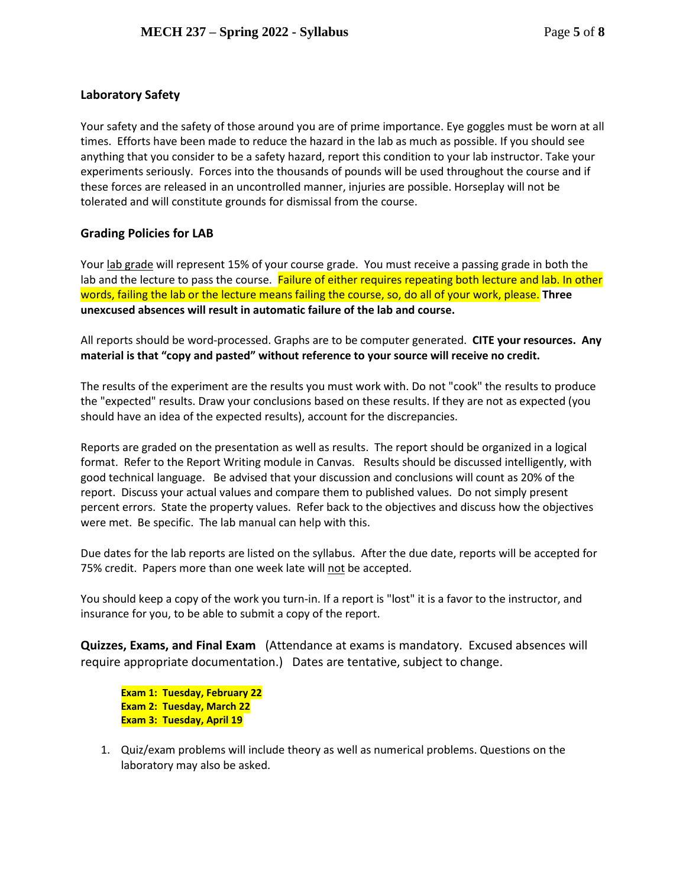### Laboratory Safety

Your safety and the safety of those around you are of prime importance. Eye goggles must be worn at all times. Efforts have been made to reduce the hazard in the lab as much as possible. If you should see anything that you consider to be a safety hazard, report this condition to your lab instructor. Take your experiments seriously. Forces into the thousands of pounds will be used throughout the course and if these forces are released in an uncontrolled manner, injuries are possible. Horseplay will not be tolerated and will constitute grounds for dismissal from the course.

### Grading Policies for LAB

Your lab grade will represent 15% of your course grade. You must receive a passing grade in both the lab and the lecture to pass the course. Failure of either requires repeating both lecture and lab. In other words, failing the lab or the lecture means failing the course, so, do all of your work, please. **Three unexcused absences will result in automatic failure of the lab and course.**

All reports should be word-processed. Graphs are to be computer generated. **CITE your resources. Any material is that "copy and pasted" without reference to your source will receive no credit.**

The results of the experiment are the results you must work with. Do not "cook" the results to produce the "expected" results. Draw your conclusions based on these results. If they are not as expected (you should have an idea of the expected results), account for the discrepancies.

Reports are graded on the presentation as well as results. The report should be organized in a logical format. Refer to the Report Writing module in Canvas. Results should be discussed intelligently, with good technical language. Be advised that your discussion and conclusions will count as 20% of the report. Discuss your actual values and compare them to published values. Do not simply present percent errors. State the property values. Refer back to the objectives and discuss how the objectives were met. Be specific. The lab manual can help with this.

Due dates for the lab reports are listed on the syllabus. After the due date, reports will be accepted for 75% credit. Papers more than one week late will not be accepted.

You should keep a copy of the work you turn-in. If a report is "lost" it is a favor to the instructor, and insurance for you, to be able to submit a copy of the report.

**Quizzes, Exams, and Final Exam** (Attendance at exams is mandatory. Excused absences will require appropriate documentation.) Dates are tentative, subject to change.

**Exam 1: Tuesday, February 22**
**Exam 2: Tuesday, March 22**
**Exam 3: Tuesday, April 19**

1. Quiz/exam problems will include theory as well as numerical problems. Questions on the laboratory may also be asked.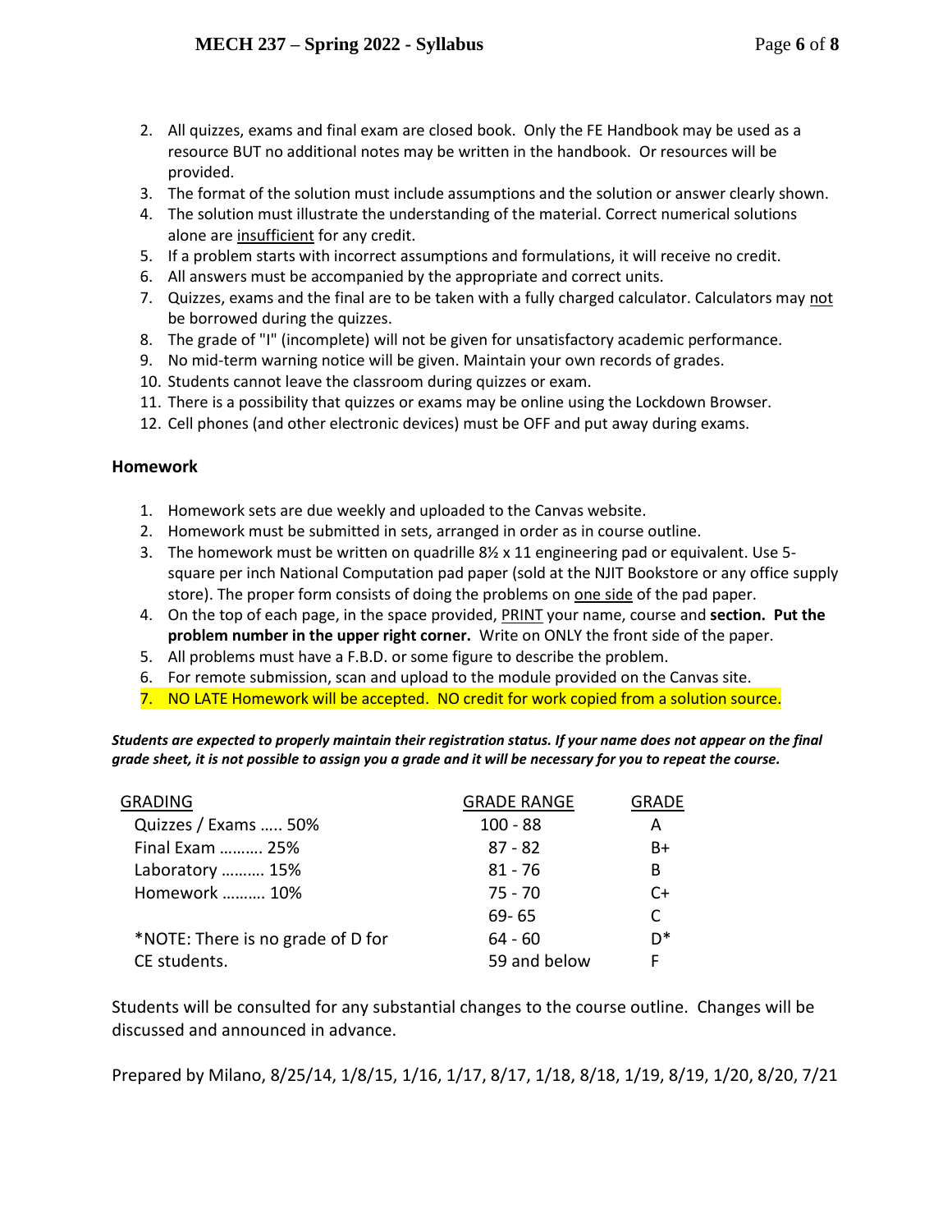2. All quizzes, exams and final exam are closed book. Only the FE Handbook may be used as a resource BUT no additional notes may be written in the handbook. Or resources will be provided.
3. The format of the solution must include assumptions and the solution or answer clearly shown.
4. The solution must illustrate the understanding of the material. Correct numerical solutions alone are insufficient for any credit.
5. If a problem starts with incorrect assumptions and formulations, it will receive no credit.
6. All answers must be accompanied by the appropriate and correct units.
7. Quizzes, exams and the final are to be taken with a fully charged calculator. Calculators may not be borrowed during the quizzes.
8. The grade of "I" (incomplete) will not be given for unsatisfactory academic performance.
9. No mid-term warning notice will be given. Maintain your own records of grades.
10. Students cannot leave the classroom during quizzes or exam.
11. There is a possibility that quizzes or exams may be online using the Lockdown Browser.
12. Cell phones (and other electronic devices) must be OFF and put away during exams.

### Homework

1. Homework sets are due weekly and uploaded to the Canvas website.
2. Homework must be submitted in sets, arranged in order as in course outline.
3. The homework must be written on quadrille 8½ x 11 engineering pad or equivalent. Use 5-square per inch National Computation pad paper (sold at the NJIT Bookstore or any office supply store). The proper form consists of doing the problems on one side of the pad paper.
4. On the top of each page, in the space provided, PRINT your name, course and **section. Put the problem number in the upper right corner.** Write on ONLY the front side of the paper.
5. All problems must have a F.B.D. or some figure to describe the problem.
6. For remote submission, scan and upload to the module provided on the Canvas site.
7. NO LATE Homework will be accepted. NO credit for work copied from a solution source.

***Students are expected to properly maintain their registration status. If your name does not appear on the final grade sheet, it is not possible to assign you a grade and it will be necessary for you to repeat the course.***

| GRADING | GRADE RANGE | GRADE |
|---|---|---|
| Quizzes / Exams ….. 50% | 100 - 88 | A |
| Final Exam ………. 25% | 87 - 82 | B+ |
| Laboratory ………. 15% | 81 - 76 | B |
| Homework ………. 10% | 75 - 70 | C+ |
| | 69- 65 | C |
| *NOTE: There is no grade of D for | 64 - 60 | D* |
| CE students. | 59 and below | F |

Students will be consulted for any substantial changes to the course outline. Changes will be discussed and announced in advance.

Prepared by Milano, 8/25/14, 1/8/15, 1/16, 1/17, 8/17, 1/18, 8/18, 1/19, 8/19, 1/20, 8/20, 7/21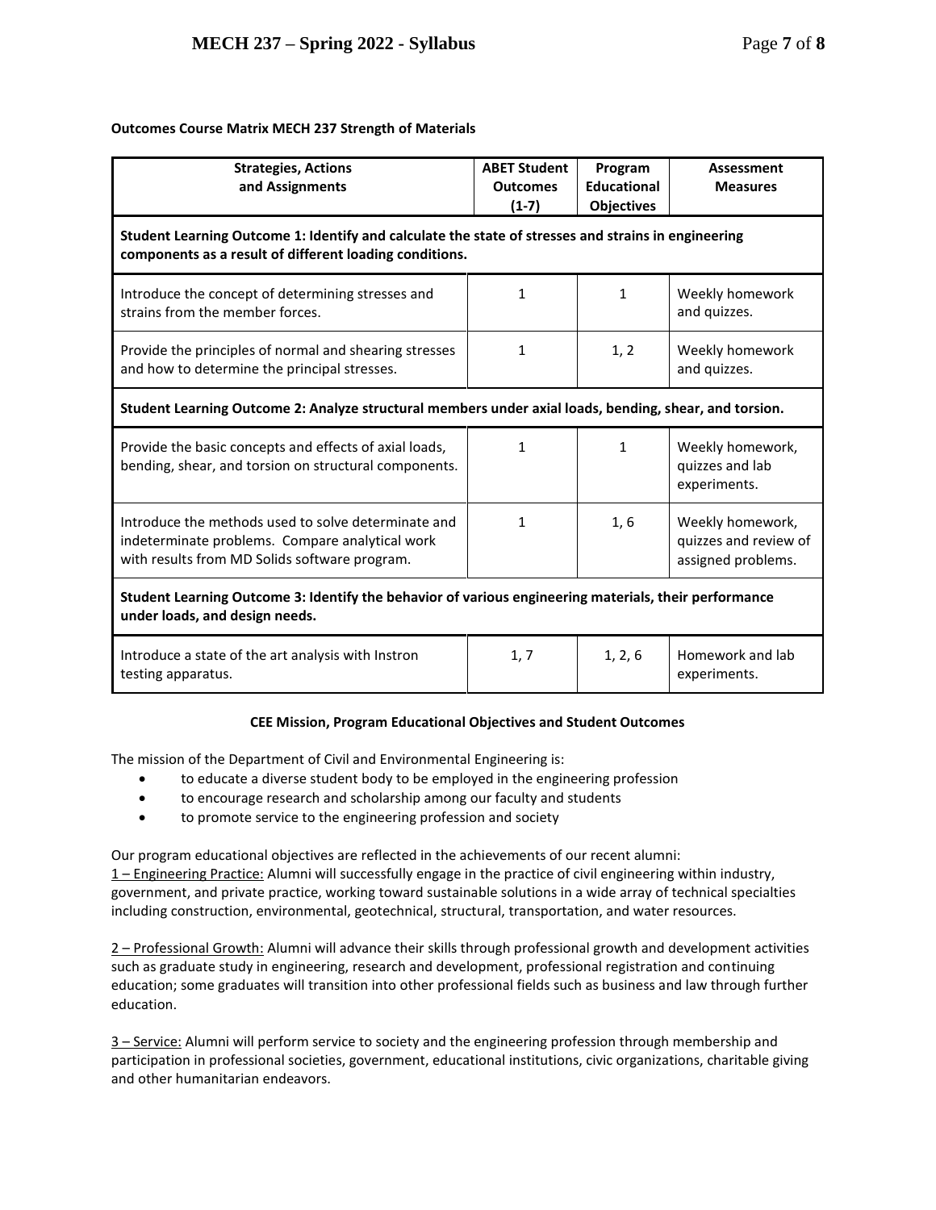**Outcomes Course Matrix MECH 237 Strength of Materials**

| Strategies, Actions and Assignments | ABET Student Outcomes (1-7) | Program Educational Objectives | Assessment Measures |
|---|---|---|---|
| **Student Learning Outcome 1: Identify and calculate the state of stresses and strains in engineering components as a result of different loading conditions.** | | | |
| Introduce the concept of determining stresses and strains from the member forces. | 1 | 1 | Weekly homework and quizzes. |
| Provide the principles of normal and shearing stresses and how to determine the principal stresses. | 1 | 1, 2 | Weekly homework and quizzes. |
| **Student Learning Outcome 2: Analyze structural members under axial loads, bending, shear, and torsion.** | | | |
| Provide the basic concepts and effects of axial loads, bending, shear, and torsion on structural components. | 1 | 1 | Weekly homework, quizzes and lab experiments. |
| Introduce the methods used to solve determinate and indeterminate problems. Compare analytical work with results from MD Solids software program. | 1 | 1, 6 | Weekly homework, quizzes and review of assigned problems. |
| **Student Learning Outcome 3: Identify the behavior of various engineering materials, their performance under loads, and design needs.** | | | |
| Introduce a state of the art analysis with Instron testing apparatus. | 1, 7 | 1, 2, 6 | Homework and lab experiments. |

**CEE Mission, Program Educational Objectives and Student Outcomes**

The mission of the Department of Civil and Environmental Engineering is:

- to educate a diverse student body to be employed in the engineering profession
- to encourage research and scholarship among our faculty and students
- to promote service to the engineering profession and society

Our program educational objectives are reflected in the achievements of our recent alumni:
1 – Engineering Practice: Alumni will successfully engage in the practice of civil engineering within industry, government, and private practice, working toward sustainable solutions in a wide array of technical specialties including construction, environmental, geotechnical, structural, transportation, and water resources.

2 – Professional Growth: Alumni will advance their skills through professional growth and development activities such as graduate study in engineering, research and development, professional registration and continuing education; some graduates will transition into other professional fields such as business and law through further education.

3 – Service: Alumni will perform service to society and the engineering profession through membership and participation in professional societies, government, educational institutions, civic organizations, charitable giving and other humanitarian endeavors.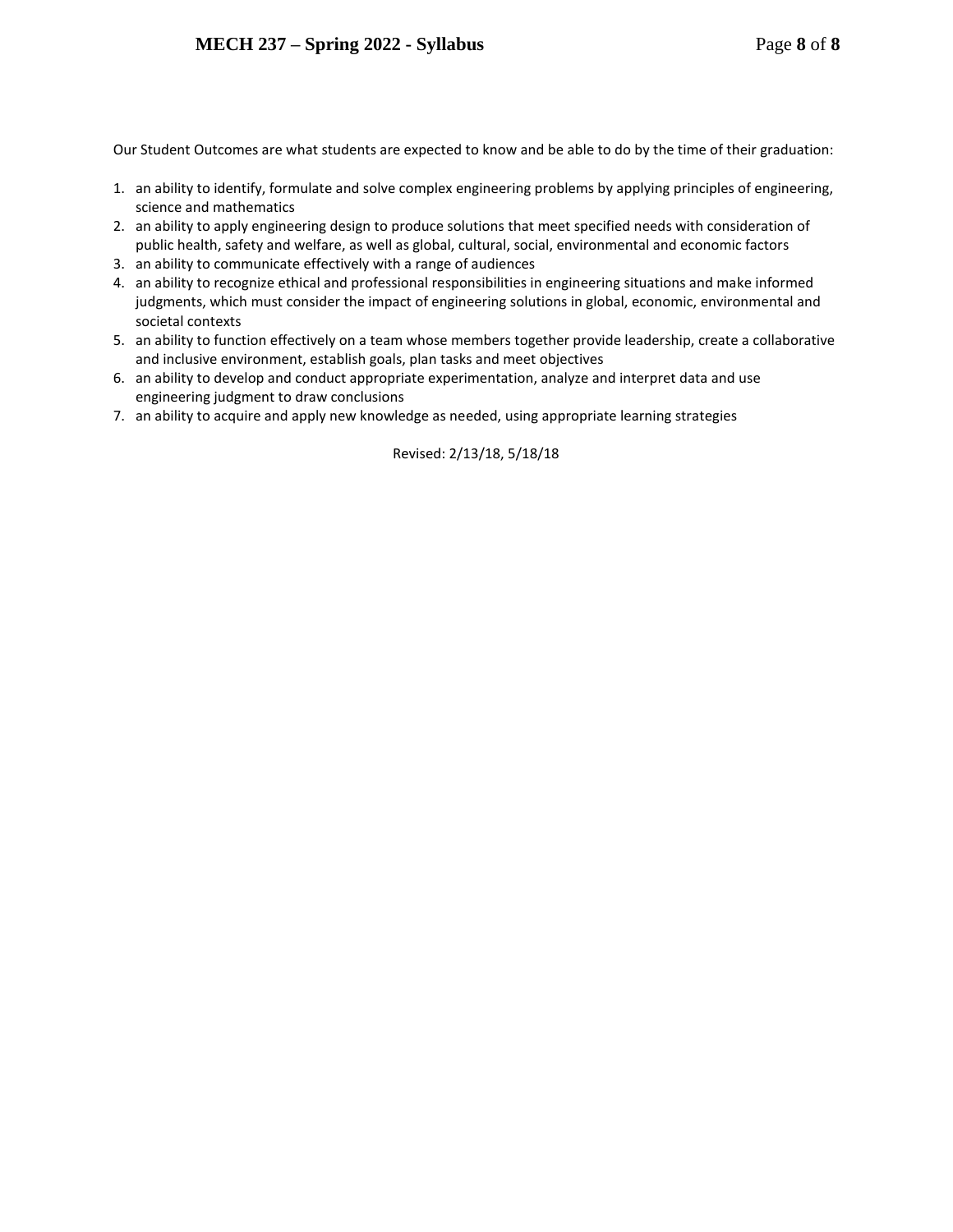Our Student Outcomes are what students are expected to know and be able to do by the time of their graduation:

1. an ability to identify, formulate and solve complex engineering problems by applying principles of engineering, science and mathematics
2. an ability to apply engineering design to produce solutions that meet specified needs with consideration of public health, safety and welfare, as well as global, cultural, social, environmental and economic factors
3. an ability to communicate effectively with a range of audiences
4. an ability to recognize ethical and professional responsibilities in engineering situations and make informed judgments, which must consider the impact of engineering solutions in global, economic, environmental and societal contexts
5. an ability to function effectively on a team whose members together provide leadership, create a collaborative and inclusive environment, establish goals, plan tasks and meet objectives
6. an ability to develop and conduct appropriate experimentation, analyze and interpret data and use engineering judgment to draw conclusions
7. an ability to acquire and apply new knowledge as needed, using appropriate learning strategies

Revised: 2/13/18, 5/18/18